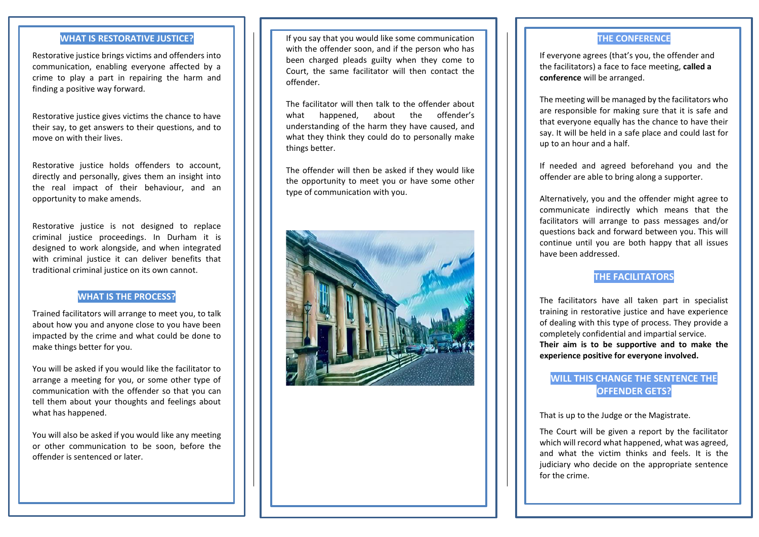## WHAT IS RESTORATIVE JUSTICE?

Restorative justice brings victims and offenders into communication, enabling everyone affected by a crime to play a part in repairing the harm and finding a positive way forward.

Restorative justice gives victims the chance to have their say, to get answers to their questions, and to move on with their lives.

Restorative justice holds offenders to account, directly and personally, gives them an insight into the real impact of their behaviour, and an opportunity to make amends.

Restorative justice is not designed to replace criminal justice proceedings. In Durham it is designed to work alongside, and when integrated with criminal justice it can deliver benefits that traditional criminal justice on its own cannot.

## WHAT IS THE PROCESS?

Trained facilitators will arrange to meet you, to talk about how you and anyone close to you have been impacted by the crime and what could be done to make things better for you.

You will be asked if you would like the facilitator to arrange a meeting for you, or some other type of communication with the offender so that you can tell them about your thoughts and feelings about what has happened.

You will also be asked if you would like any meeting or other communication to be soon, before the offender is sentenced or later.

If you say that you would like some communication with the offender soon, and if the person who has been charged pleads guilty when they come to Court, the same facilitator will then contact the offender.

The facilitator will then talk to the offender about what happened, about the offender's understanding of the harm they have caused, and what they think they could do to personally make things better.

The offender will then be asked if they would like the opportunity to meet you or have some other type of communication with you.

## THE CONFERENCE

If everyone agrees (that's you, the offender and the facilitators) a face to face meeting, **called a conference** will be arranged.

The meeting will be managed by the facilitators who are responsible for making sure that it is safe and that everyone equally has the chance to have their say. It will be held in a safe place and could last for up to an hour and a half.

If needed and agreed beforehand you and the offender are able to bring along a supporter.

Alternatively, you and the offender might agree to communicate indirectly which means that the facilitators will arrange to pass messages and/or questions back and forward between you. This will continue until you are both happy that all issues have been addressed.

## THE FACILITATORS

The facilitators have all taken part in specialist training in restorative justice and have experience of dealing with this type of process. They provide a completely confidential and impartial service.
**Their aim is to be supportive and to make the experience positive for everyone involved.**

## WILL THIS CHANGE THE SENTENCE THE OFFENDER GETS?

That is up to the Judge or the Magistrate.

The Court will be given a report by the facilitator which will record what happened, what was agreed, and what the victim thinks and feels. It is the judiciary who decide on the appropriate sentence for the crime.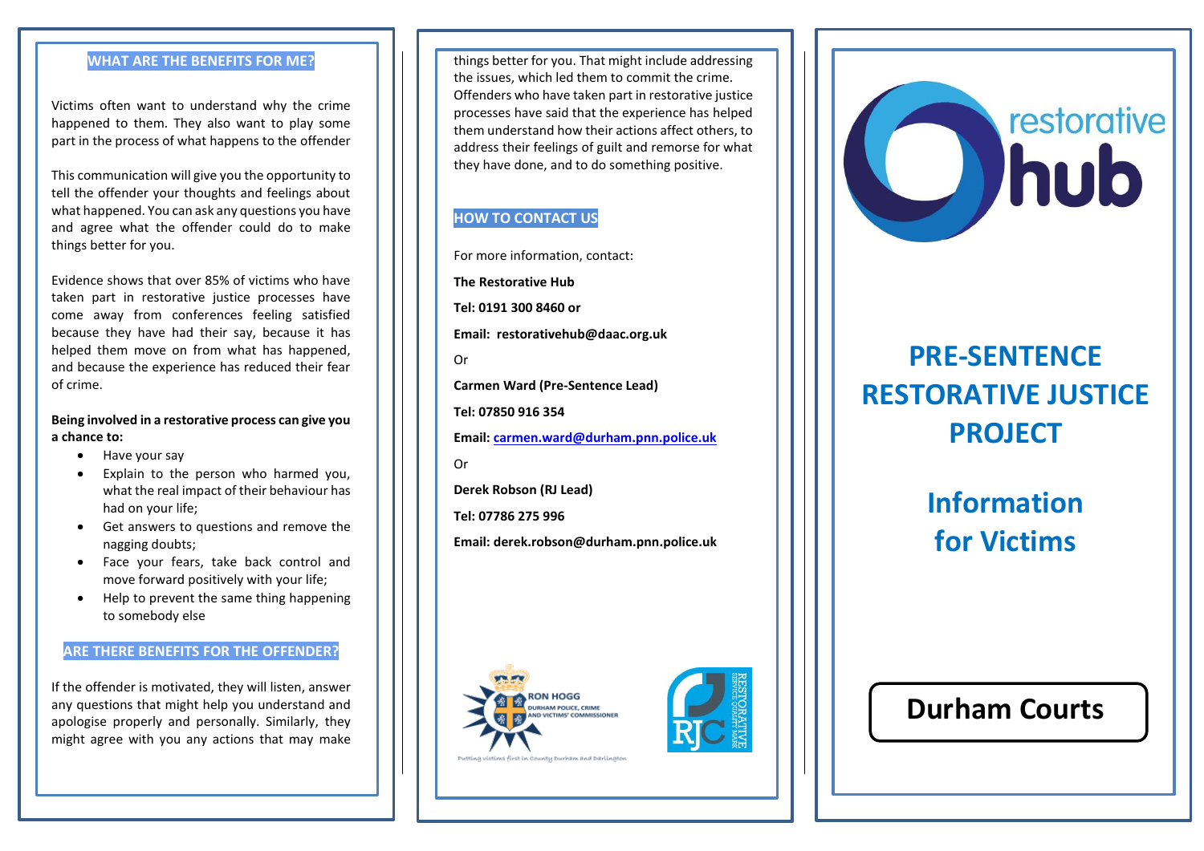## WHAT ARE THE BENEFITS FOR ME?

Victims often want to understand why the crime happened to them. They also want to play some part in the process of what happens to the offender

This communication will give you the opportunity to tell the offender your thoughts and feelings about what happened. You can ask any questions you have and agree what the offender could do to make things better for you.

Evidence shows that over 85% of victims who have taken part in restorative justice processes have come away from conferences feeling satisfied because they have had their say, because it has helped them move on from what has happened, and because the experience has reduced their fear of crime.

**Being involved in a restorative process can give you a chance to:**

- Have your say
- Explain to the person who harmed you, what the real impact of their behaviour has had on your life;
- Get answers to questions and remove the nagging doubts;
- Face your fears, take back control and move forward positively with your life;
- Help to prevent the same thing happening to somebody else

## ARE THERE BENEFITS FOR THE OFFENDER?

If the offender is motivated, they will listen, answer any questions that might help you understand and apologise properly and personally. Similarly, they might agree with you any actions that may make things better for you. That might include addressing the issues, which led them to commit the crime. Offenders who have taken part in restorative justice processes have said that the experience has helped them understand how their actions affect others, to address their feelings of guilt and remorse for what they have done, and to do something positive.

## HOW TO CONTACT US

For more information, contact:

**The Restorative Hub**

**Tel: 0191 300 8460 or**

**Email: restorativehub@daac.org.uk**

Or

**Carmen Ward (Pre-Sentence Lead)**

**Tel: 07850 916 354**

**Email: carmen.ward@durham.pnn.police.uk**

Or

**Derek Robson (RJ Lead)**

**Tel: 07786 275 996**

**Email: derek.robson@durham.pnn.police.uk**

RON HOGG
DURHAM POLICE, CRIME AND VICTIMS' COMMISSIONER

Putting victims first in County Durham and Darlington

RJC RESTORATIVE SERVICE QUALITY MARK

restorative hub

# PRE-SENTENCE RESTORATIVE JUSTICE PROJECT

## Information for Victims

## Durham Courts